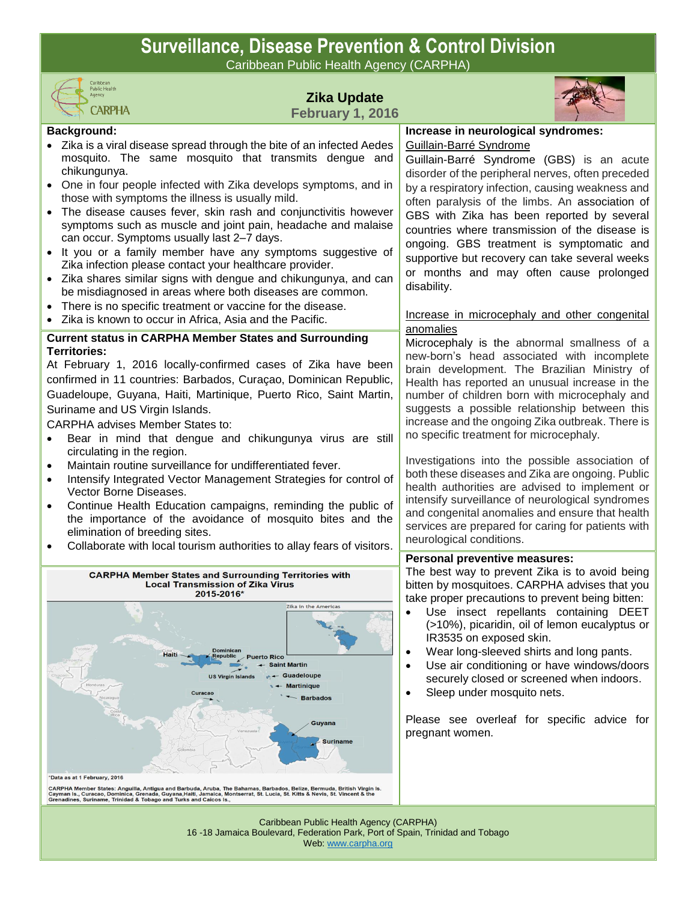# Surveillance, Disease Prevention & Control Division

Caribbean Public Health Agency (CARPHA)

## Zika Update

**February 1, 2016**

### Background:

- Zika is a viral disease spread through the bite of an infected Aedes mosquito. The same mosquito that transmits dengue and chikungunya.
- One in four people infected with Zika develops symptoms, and in those with symptoms the illness is usually mild.
- The disease causes fever, skin rash and conjunctivitis however symptoms such as muscle and joint pain, headache and malaise can occur. Symptoms usually last 2–7 days.
- It you or a family member have any symptoms suggestive of Zika infection please contact your healthcare provider.
- Zika shares similar signs with dengue and chikungunya, and can be misdiagnosed in areas where both diseases are common.
- There is no specific treatment or vaccine for the disease.
- Zika is known to occur in Africa, Asia and the Pacific.

### Current status in CARPHA Member States and Surrounding Territories:

At February 1, 2016 locally-confirmed cases of Zika have been confirmed in 11 countries: Barbados, Curaçao, Dominican Republic, Guadeloupe, Guyana, Haiti, Martinique, Puerto Rico, Saint Martin, Suriname and US Virgin Islands.

CARPHA advises Member States to:

- Bear in mind that dengue and chikungunya virus are still circulating in the region.
- Maintain routine surveillance for undifferentiated fever.
- Intensify Integrated Vector Management Strategies for control of Vector Borne Diseases.
- Continue Health Education campaigns, reminding the public of the importance of the avoidance of mosquito bites and the elimination of breeding sites.
- Collaborate with local tourism authorities to allay fears of visitors.

**CARPHA Member States and Surrounding Territories with Local Transmission of Zika Virus 2015-2016***

Zika in the Americas

Haiti, Dominican Republic, Puerto Rico, Saint Martin, US Virgin Islands, Guadeloupe, Martinique, Curacao, Barbados, Guyana, Suriname

*Data as at 1 February, 2016

CARPHA Member States: Anguilla, Antigua and Barbuda, Aruba, The Bahamas, Barbados, Belize, Bermuda, British Virgin Is. Cayman Is., Curacao, Dominica, Grenada, Guyana, Haiti, Jamaica, Montserrat, St. Lucia, St. Kitts & Nevis, St. Vincent & the Grenadines, Suriname, Trinidad & Tobago and Turks and Caicos Is.,

### Increase in neurological syndromes:

Guillain-Barré Syndrome

Guillain-Barré Syndrome (GBS) is an acute disorder of the peripheral nerves, often preceded by a respiratory infection, causing weakness and often paralysis of the limbs. An association of GBS with Zika has been reported by several countries where transmission of the disease is ongoing. GBS treatment is symptomatic and supportive but recovery can take several weeks or months and may often cause prolonged disability.

Increase in microcephaly and other congenital anomalies

Microcephaly is the abnormal smallness of a new-born's head associated with incomplete brain development. The Brazilian Ministry of Health has reported an unusual increase in the number of children born with microcephaly and suggests a possible relationship between this increase and the ongoing Zika outbreak. There is no specific treatment for microcephaly.

Investigations into the possible association of both these diseases and Zika are ongoing. Public health authorities are advised to implement or intensify surveillance of neurological syndromes and congenital anomalies and ensure that health services are prepared for caring for patients with neurological conditions.

### Personal preventive measures:

The best way to prevent Zika is to avoid being bitten by mosquitoes. CARPHA advises that you take proper precautions to prevent being bitten:

- Use insect repellants containing DEET (>10%), picaridin, oil of lemon eucalyptus or IR3535 on exposed skin.
- Wear long-sleeved shirts and long pants.
- Use air conditioning or have windows/doors securely closed or screened when indoors.
- Sleep under mosquito nets.

Please see overleaf for specific advice for pregnant women.

Caribbean Public Health Agency (CARPHA)
16 -18 Jamaica Boulevard, Federation Park, Port of Spain, Trinidad and Tobago
Web: www.carpha.org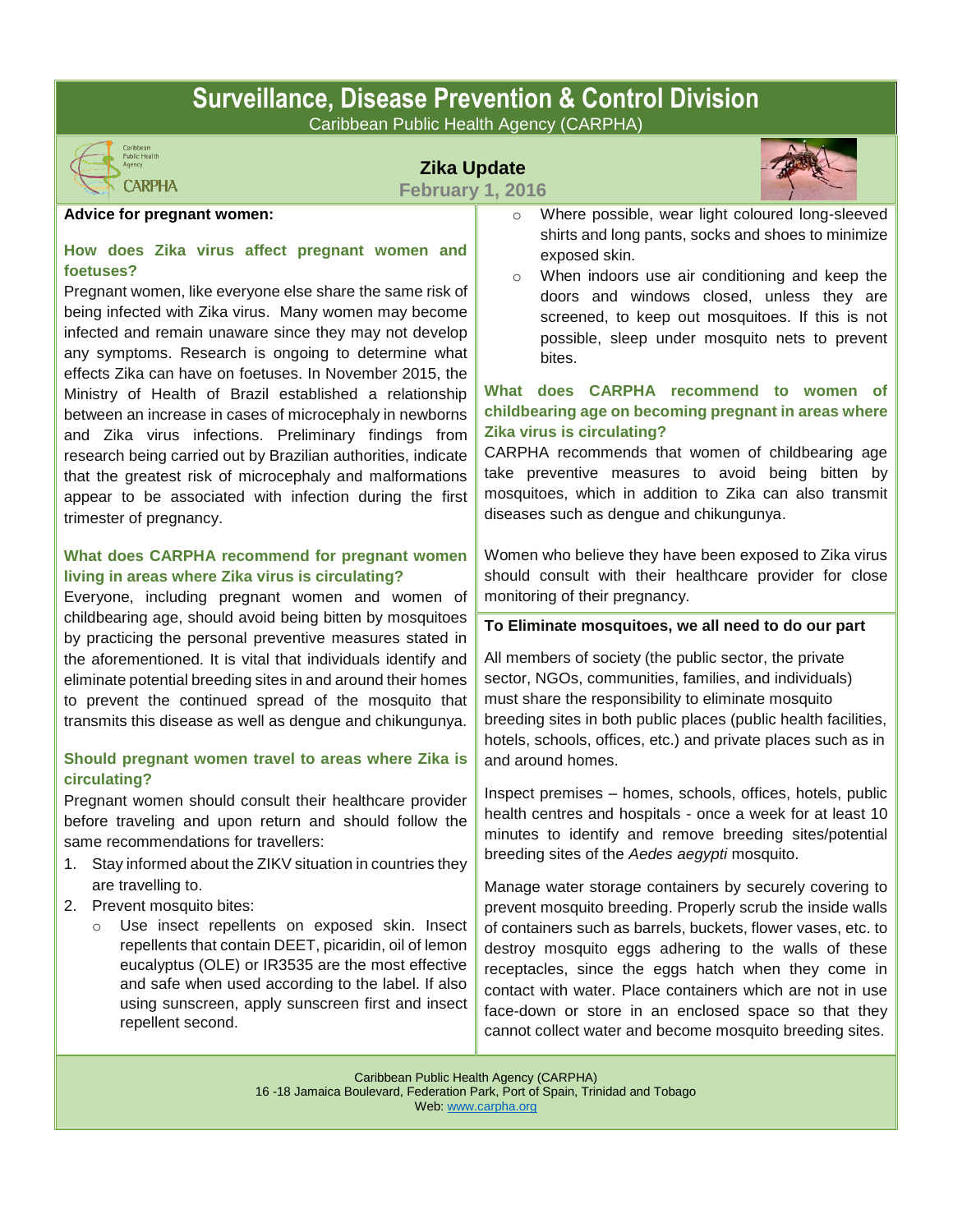# Surveillance, Disease Prevention & Control Division

Caribbean Public Health Agency (CARPHA)

## Zika Update

**February 1, 2016**

**Advice for pregnant women:**

### How does Zika virus affect pregnant women and foetuses?

Pregnant women, like everyone else share the same risk of being infected with Zika virus. Many women may become infected and remain unaware since they may not develop any symptoms. Research is ongoing to determine what effects Zika can have on foetuses. In November 2015, the Ministry of Health of Brazil established a relationship between an increase in cases of microcephaly in newborns and Zika virus infections. Preliminary findings from research being carried out by Brazilian authorities, indicate that the greatest risk of microcephaly and malformations appear to be associated with infection during the first trimester of pregnancy.

### What does CARPHA recommend for pregnant women living in areas where Zika virus is circulating?

Everyone, including pregnant women and women of childbearing age, should avoid being bitten by mosquitoes by practicing the personal preventive measures stated in the aforementioned. It is vital that individuals identify and eliminate potential breeding sites in and around their homes to prevent the continued spread of the mosquito that transmits this disease as well as dengue and chikungunya.

### Should pregnant women travel to areas where Zika is circulating?

Pregnant women should consult their healthcare provider before traveling and upon return and should follow the same recommendations for travellers:

1. Stay informed about the ZIKV situation in countries they are travelling to.
2. Prevent mosquito bites:
   - Use insect repellents on exposed skin. Insect repellents that contain DEET, picaridin, oil of lemon eucalyptus (OLE) or IR3535 are the most effective and safe when used according to the label. If also using sunscreen, apply sunscreen first and insect repellent second.
   - Where possible, wear light coloured long-sleeved shirts and long pants, socks and shoes to minimize exposed skin.
   - When indoors use air conditioning and keep the doors and windows closed, unless they are screened, to keep out mosquitoes. If this is not possible, sleep under mosquito nets to prevent bites.

### What does CARPHA recommend to women of childbearing age on becoming pregnant in areas where Zika virus is circulating?

CARPHA recommends that women of childbearing age take preventive measures to avoid being bitten by mosquitoes, which in addition to Zika can also transmit diseases such as dengue and chikungunya.

Women who believe they have been exposed to Zika virus should consult with their healthcare provider for close monitoring of their pregnancy.

**To Eliminate mosquitoes, we all need to do our part**

All members of society (the public sector, the private sector, NGOs, communities, families, and individuals) must share the responsibility to eliminate mosquito breeding sites in both public places (public health facilities, hotels, schools, offices, etc.) and private places such as in and around homes.

Inspect premises – homes, schools, offices, hotels, public health centres and hospitals - once a week for at least 10 minutes to identify and remove breeding sites/potential breeding sites of the *Aedes aegypti* mosquito.

Manage water storage containers by securely covering to prevent mosquito breeding. Properly scrub the inside walls of containers such as barrels, buckets, flower vases, etc. to destroy mosquito eggs adhering to the walls of these receptacles, since the eggs hatch when they come in contact with water. Place containers which are not in use face-down or store in an enclosed space so that they cannot collect water and become mosquito breeding sites.

Caribbean Public Health Agency (CARPHA)
16 -18 Jamaica Boulevard, Federation Park, Port of Spain, Trinidad and Tobago
Web: www.carpha.org